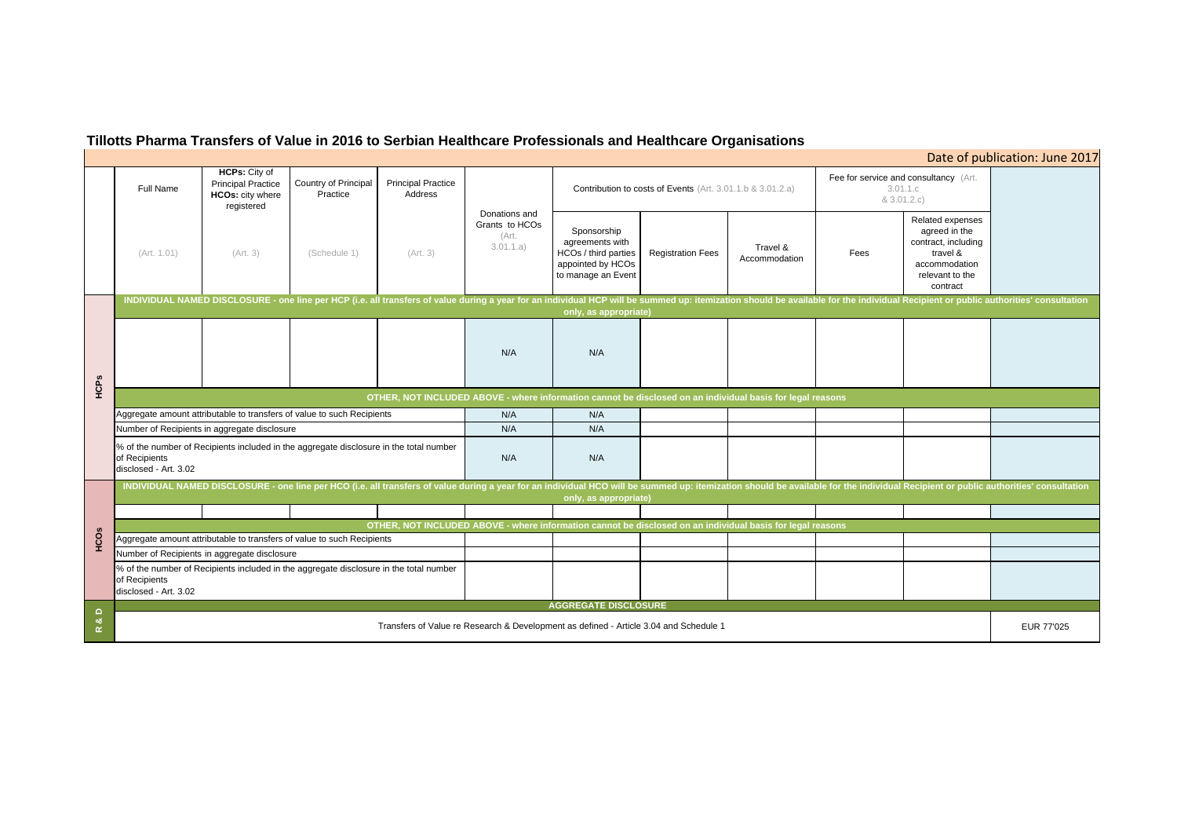# Tillotts Pharma Transfers of Value in 2016 to Serbian Healthcare Professionals and Healthcare Organisations

Date of publication: June 2017

| | Full Name | HCPs: City of Principal Practice HCOs: city where registered | Country of Principal Practice | Principal Practice Address | Donations and Grants to HCOs (Art. 3.01.1.a) | Contribution to costs of Events (Art. 3.01.1.b & 3.01.2.a) | | | Fee for service and consultancy (Art. 3.01.1.c & 3.01.2.c) | | |
|---|---|---|---|---|---|---|---|---|---|---|---|
| | (Art. 1.01) | (Art. 3) | (Schedule 1) | (Art. 3) | | Sponsorship agreements with HCOs / third parties appointed by HCOs to manage an Event | Registration Fees | Travel & Accommodation | Fees | Related expenses agreed in the contract, including travel & accommodation relevant to the contract | |
| **HCPs** | **INDIVIDUAL NAMED DISCLOSURE - one line per HCP (i.e. all transfers of value during a year for an individual HCP will be summed up: itemization should be available for the individual Recipient or public authorities' consultation only, as appropriate)** | | | | | | | | | | |
| | | | | | N/A | N/A | | | | | |
| | **OTHER, NOT INCLUDED ABOVE - where information cannot be disclosed on an individual basis for legal reasons** | | | | | | | | | | |
| | Aggregate amount attributable to transfers of value to such Recipients | | | | N/A | N/A | | | | | |
| | Number of Recipients in aggregate disclosure | | | | N/A | N/A | | | | | |
| | % of the number of Recipients included in the aggregate disclosure in the total number of Recipients disclosed - Art. 3.02 | | | | N/A | N/A | | | | | |
| **HCOs** | **INDIVIDUAL NAMED DISCLOSURE - one line per HCO (i.e. all transfers of value during a year for an individual HCO will be summed up: itemization should be available for the individual Recipient or public authorities' consultation only, as appropriate)** | | | | | | | | | | |
| | | | | | | | | | | | |
| | **OTHER, NOT INCLUDED ABOVE - where information cannot be disclosed on an individual basis for legal reasons** | | | | | | | | | | |
| | Aggregate amount attributable to transfers of value to such Recipients | | | | | | | | | | |
| | Number of Recipients in aggregate disclosure | | | | | | | | | | |
| | % of the number of Recipients included in the aggregate disclosure in the total number of Recipients disclosed - Art. 3.02 | | | | | | | | | | |
| **R & D** | **AGGREGATE DISCLOSURE** | | | | | | | | | | |
| | Transfers of Value re Research & Development as defined - Article 3.04 and Schedule 1 | | | | | | | | | | EUR 77'025 |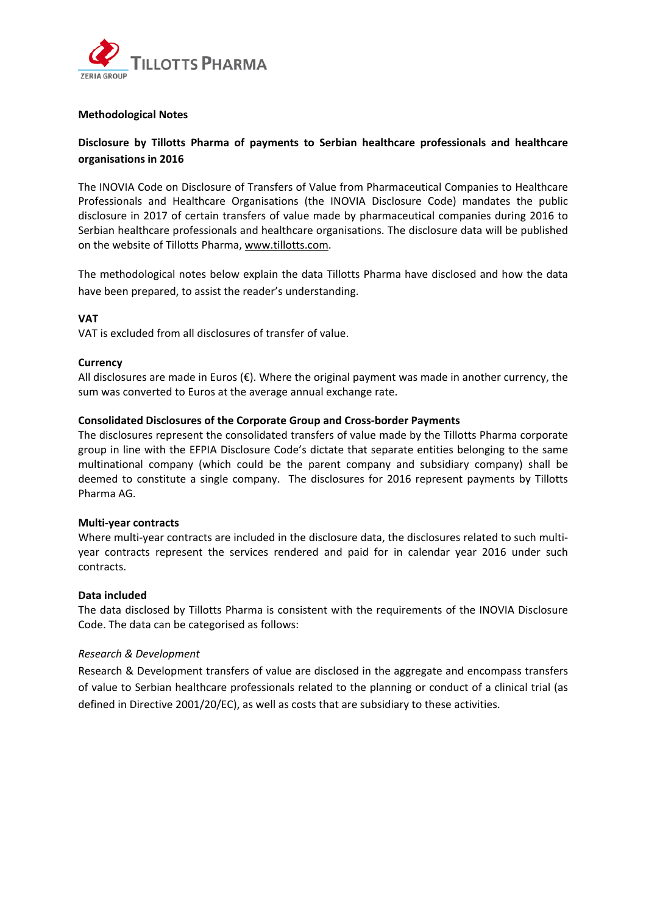**Methodological Notes**

**Disclosure by Tillotts Pharma of payments to Serbian healthcare professionals and healthcare organisations in 2016**

The INOVIA Code on Disclosure of Transfers of Value from Pharmaceutical Companies to Healthcare Professionals and Healthcare Organisations (the INOVIA Disclosure Code) mandates the public disclosure in 2017 of certain transfers of value made by pharmaceutical companies during 2016 to Serbian healthcare professionals and healthcare organisations. The disclosure data will be published on the website of Tillotts Pharma, www.tillotts.com.

The methodological notes below explain the data Tillotts Pharma have disclosed and how the data have been prepared, to assist the reader's understanding.

**VAT**

VAT is excluded from all disclosures of transfer of value.

**Currency**

All disclosures are made in Euros (€). Where the original payment was made in another currency, the sum was converted to Euros at the average annual exchange rate.

**Consolidated Disclosures of the Corporate Group and Cross-border Payments**

The disclosures represent the consolidated transfers of value made by the Tillotts Pharma corporate group in line with the EFPIA Disclosure Code's dictate that separate entities belonging to the same multinational company (which could be the parent company and subsidiary company) shall be deemed to constitute a single company. The disclosures for 2016 represent payments by Tillotts Pharma AG.

**Multi-year contracts**

Where multi-year contracts are included in the disclosure data, the disclosures related to such multi-year contracts represent the services rendered and paid for in calendar year 2016 under such contracts.

**Data included**

The data disclosed by Tillotts Pharma is consistent with the requirements of the INOVIA Disclosure Code. The data can be categorised as follows:

*Research & Development*

Research & Development transfers of value are disclosed in the aggregate and encompass transfers of value to Serbian healthcare professionals related to the planning or conduct of a clinical trial (as defined in Directive 2001/20/EC), as well as costs that are subsidiary to these activities.